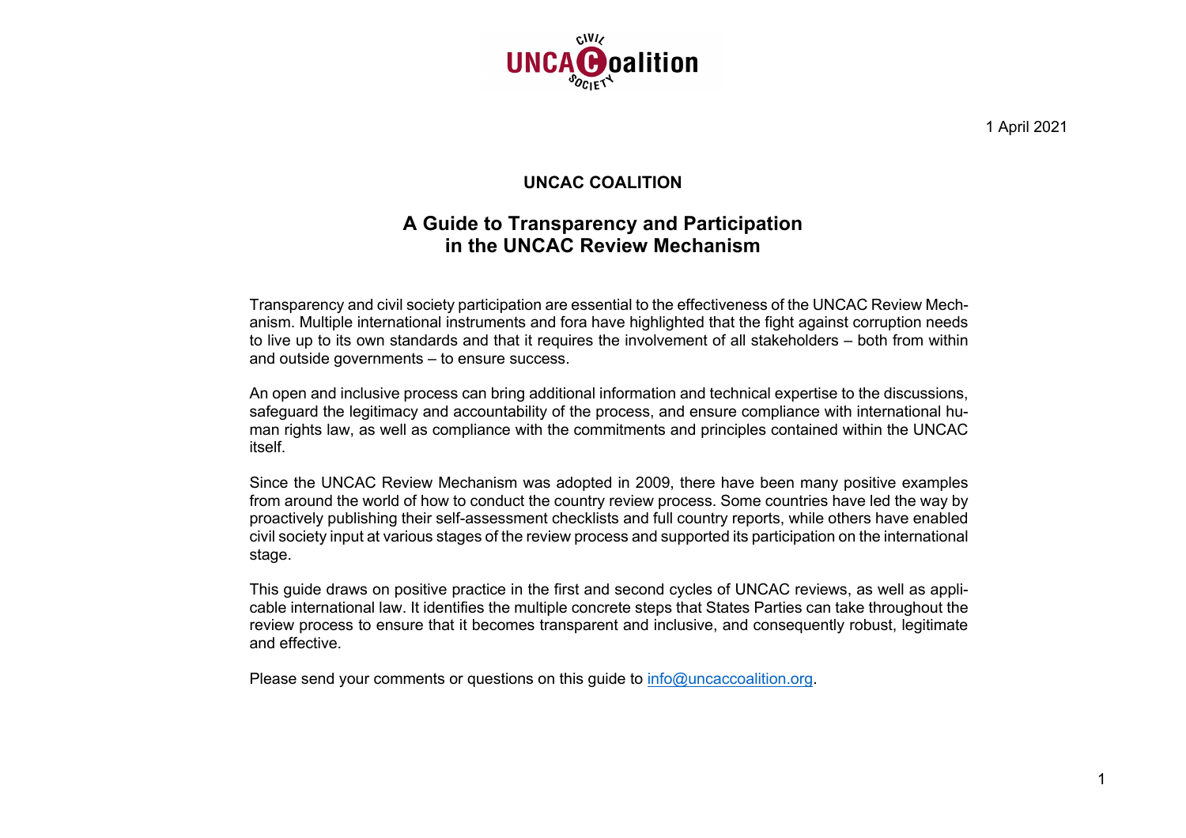1 April 2021

**UNCAC COALITION**

# A Guide to Transparency and Participation in the UNCAC Review Mechanism

Transparency and civil society participation are essential to the effectiveness of the UNCAC Review Mechanism. Multiple international instruments and fora have highlighted that the fight against corruption needs to live up to its own standards and that it requires the involvement of all stakeholders – both from within and outside governments – to ensure success.

An open and inclusive process can bring additional information and technical expertise to the discussions, safeguard the legitimacy and accountability of the process, and ensure compliance with international human rights law, as well as compliance with the commitments and principles contained within the UNCAC itself.

Since the UNCAC Review Mechanism was adopted in 2009, there have been many positive examples from around the world of how to conduct the country review process. Some countries have led the way by proactively publishing their self-assessment checklists and full country reports, while others have enabled civil society input at various stages of the review process and supported its participation on the international stage.

This guide draws on positive practice in the first and second cycles of UNCAC reviews, as well as applicable international law. It identifies the multiple concrete steps that States Parties can take throughout the review process to ensure that it becomes transparent and inclusive, and consequently robust, legitimate and effective.

Please send your comments or questions on this guide to [info@uncaccoalition.org](mailto:info@uncaccoalition.org).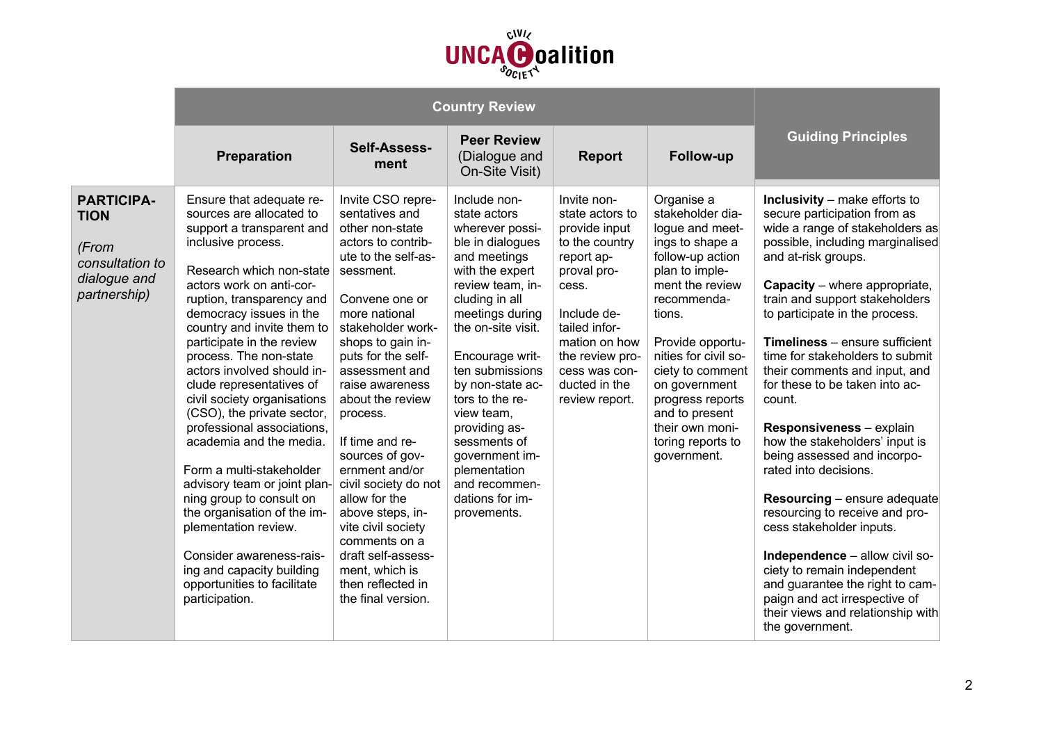UNCAC Civil Society Coalition

| | Country Review | | | | | Guiding Principles |
|---|---|---|---|---|---|---|
| | **Preparation** | **Self-Assessment** | **Peer Review** (Dialogue and On-Site Visit) | **Report** | **Follow-up** | |
| **PARTICIPATION** *(From consultation to dialogue and partnership)* | Ensure that adequate resources are allocated to support a transparent and inclusive process.<br><br>Research which non-state actors work on anti-corruption, transparency and democracy issues in the country and invite them to participate in the review process. The non-state actors involved should include representatives of civil society organisations (CSO), the private sector, professional associations, academia and the media.<br><br>Form a multi-stakeholder advisory team or joint planning group to consult on the organisation of the implementation review.<br><br>Consider awareness-raising and capacity building opportunities to facilitate participation. | Invite CSO representatives and other non-state actors to contribute to the self-assessment.<br><br>Convene one or more national stakeholder workshops to gain inputs for the self-assessment and raise awareness about the review process.<br><br>If time and resources of government and/or civil society do not allow for the above steps, invite civil society comments on a draft self-assessment, which is then reflected in the final version. | Include non-state actors wherever possible in dialogues and meetings with the expert review team, including in all meetings during the on-site visit.<br><br>Encourage written submissions by non-state actors to the review team, providing assessments of government implementation and recommendations for improvements. | Invite non-state actors to provide input to the country report approval process.<br><br>Include detailed information on how the review process was conducted in the review report. | Organise a stakeholder dialogue and meetings to shape a follow-up action plan to implement the review recommendations.<br><br>Provide opportunities for civil society to comment on government progress reports and to present their own monitoring reports to government. | **Inclusivity** – make efforts to secure participation from as wide a range of stakeholders as possible, including marginalised and at-risk groups.<br><br>**Capacity** – where appropriate, train and support stakeholders to participate in the process.<br><br>**Timeliness** – ensure sufficient time for stakeholders to submit their comments and input, and for these to be taken into account.<br><br>**Responsiveness** – explain how the stakeholders' input is being assessed and incorporated into decisions.<br><br>**Resourcing** – ensure adequate resourcing to receive and process stakeholder inputs.<br><br>**Independence** – allow civil society to remain independent and guarantee the right to campaign and act irrespective of their views and relationship with the government. |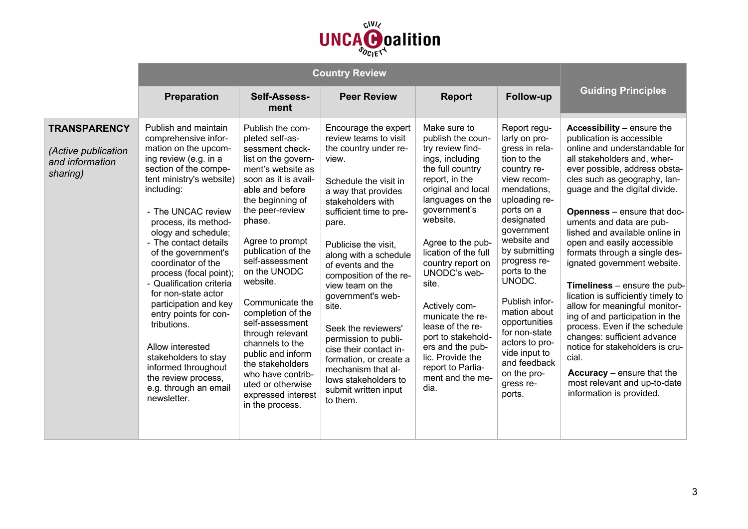| | Country Review | | | | | Guiding Principles |
|---|---|---|---|---|---|---|
| | **Preparation** | **Self-Assessment** | **Peer Review** | **Report** | **Follow-up** | |
| **TRANSPARENCY** *(Active publication and information sharing)* | Publish and maintain comprehensive information on the upcoming review (e.g. in a section of the competent ministry's website) including:<br>- The UNCAC review process, its methodology and schedule;<br>- The contact details of the government's coordinator of the process (focal point);<br>- Qualification criteria for non-state actor participation and key entry points for contributions.<br><br>Allow interested stakeholders to stay informed throughout the review process, e.g. through an email newsletter. | Publish the completed self-assessment checklist on the government's website as soon as it is available and before the beginning of the peer-review phase.<br><br>Agree to prompt publication of the self-assessment on the UNODC website.<br><br>Communicate the completion of the self-assessment through relevant channels to the public and inform the stakeholders who have contributed or otherwise expressed interest in the process. | Encourage the expert review teams to visit the country under review.<br><br>Schedule the visit in a way that provides stakeholders with sufficient time to prepare.<br><br>Publicise the visit, along with a schedule of events and the composition of the review team on the government's website.<br><br>Seek the reviewers' permission to publicise their contact information, or create a mechanism that allows stakeholders to submit written input to them. | Make sure to publish the country review findings, including the full country report, in the original and local languages on the government's website.<br><br>Agree to the publication of the full country report on UNODC's website.<br><br>Actively communicate the release of the report to stakeholders and the public. Provide the report to Parliament and the media. | Report regularly on progress in relation to the country review recommendations, uploading reports on a designated government website and by submitting progress reports to the UNODC.<br><br>Publish information about opportunities for non-state actors to provide input to and feedback on the progress reports. | **Accessibility** – ensure the publication is accessible online and understandable for all stakeholders and, wherever possible, address obstacles such as geography, language and the digital divide.<br><br>**Openness** – ensure that documents and data are published and available online in open and easily accessible formats through a single designated government website.<br><br>**Timeliness** – ensure the publication is sufficiently timely to allow for meaningful monitoring of and participation in the process. Even if the schedule changes: sufficient advance notice for stakeholders is crucial.<br><br>**Accuracy** – ensure that the most relevant and up-to-date information is provided. |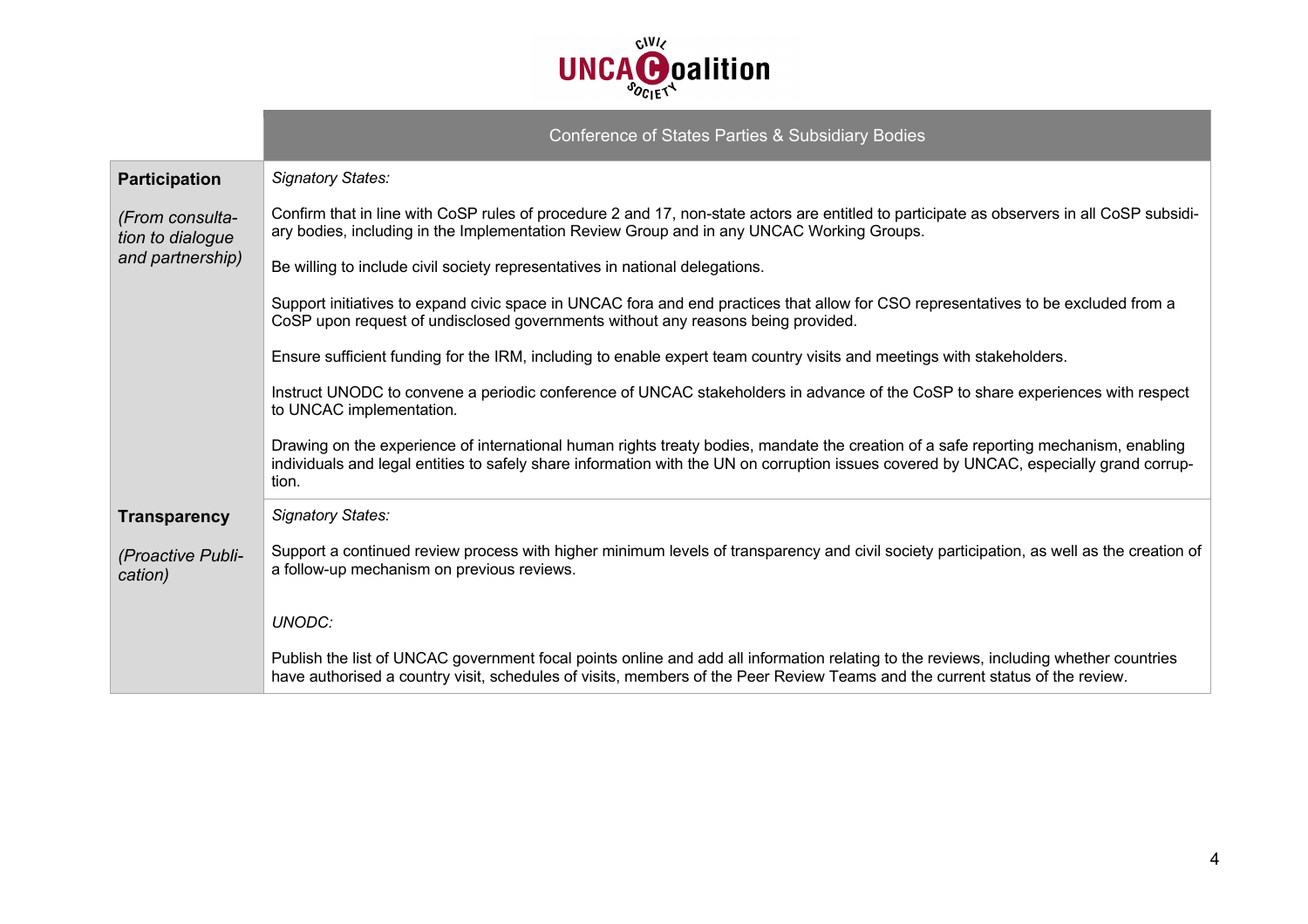| | Conference of States Parties & Subsidiary Bodies |
|---|---|
| **Participation**<br><br>*(From consultation to dialogue and partnership)* | *Signatory States:*<br><br>Confirm that in line with CoSP rules of procedure 2 and 17, non-state actors are entitled to participate as observers in all CoSP subsidiary bodies, including in the Implementation Review Group and in any UNCAC Working Groups.<br><br>Be willing to include civil society representatives in national delegations.<br><br>Support initiatives to expand civic space in UNCAC fora and end practices that allow for CSO representatives to be excluded from a CoSP upon request of undisclosed governments without any reasons being provided.<br><br>Ensure sufficient funding for the IRM, including to enable expert team country visits and meetings with stakeholders.<br><br>Instruct UNODC to convene a periodic conference of UNCAC stakeholders in advance of the CoSP to share experiences with respect to UNCAC implementation.<br><br>Drawing on the experience of international human rights treaty bodies, mandate the creation of a safe reporting mechanism, enabling individuals and legal entities to safely share information with the UN on corruption issues covered by UNCAC, especially grand corruption. |
| **Transparency**<br><br>*(Proactive Publication)* | *Signatory States:*<br><br>Support a continued review process with higher minimum levels of transparency and civil society participation, as well as the creation of a follow-up mechanism on previous reviews.<br><br>*UNODC:*<br><br>Publish the list of UNCAC government focal points online and add all information relating to the reviews, including whether countries have authorised a country visit, schedules of visits, members of the Peer Review Teams and the current status of the review. |